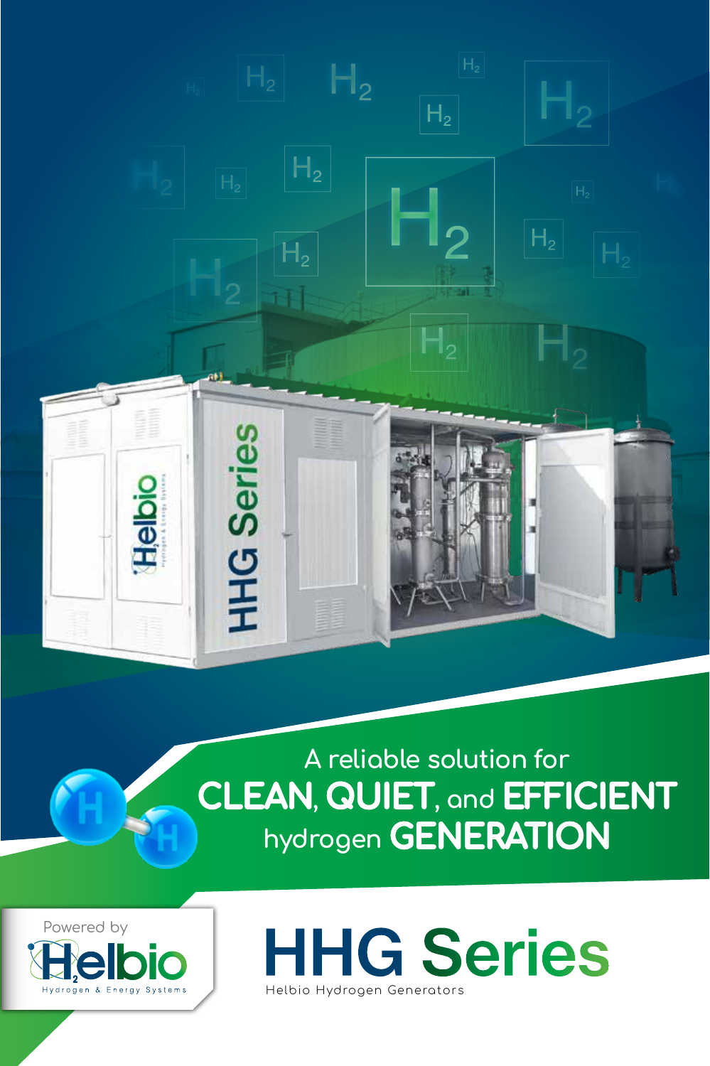A reliable solution for **CLEAN, QUIET**, and **EFFICIENT** hydrogen **GENERATION**

Powered by Helbio Hydrogen & Energy Systems

# HHG Series

Helbio Hydrogen Generators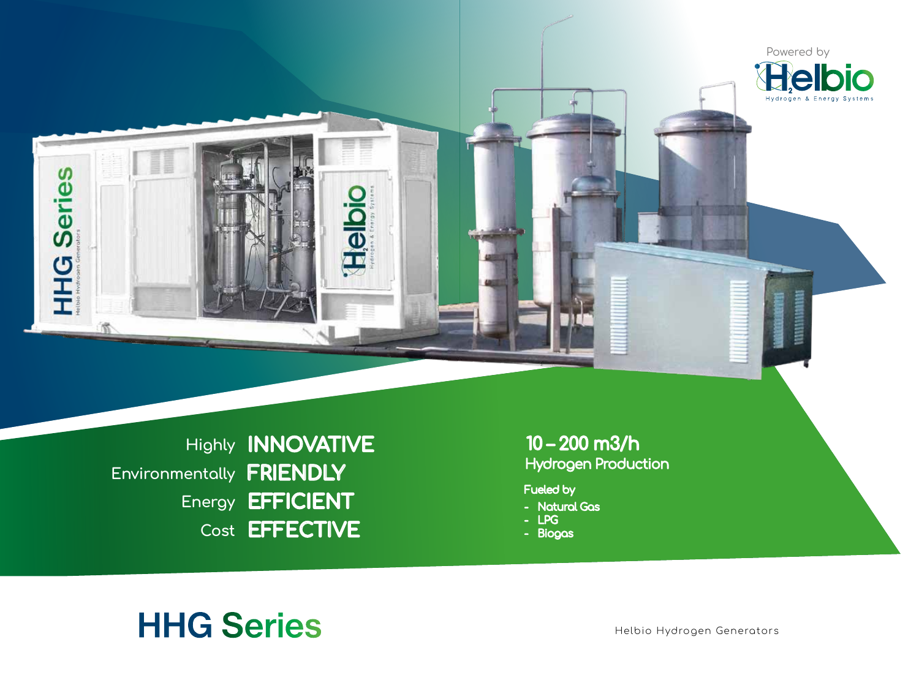Powered by Helbio Hydrogen & Energy Systems

Highly **INNOVATIVE**
Environmentally **FRIENDLY**
Energy **EFFICIENT**
Cost **EFFECTIVE**

**10 – 200 m3/h**
**Hydrogen Production**

**Fueled by**

- **Natural Gas**
- **LPG**
- **Biogas**

# HHG Series

Helbio Hydrogen Generators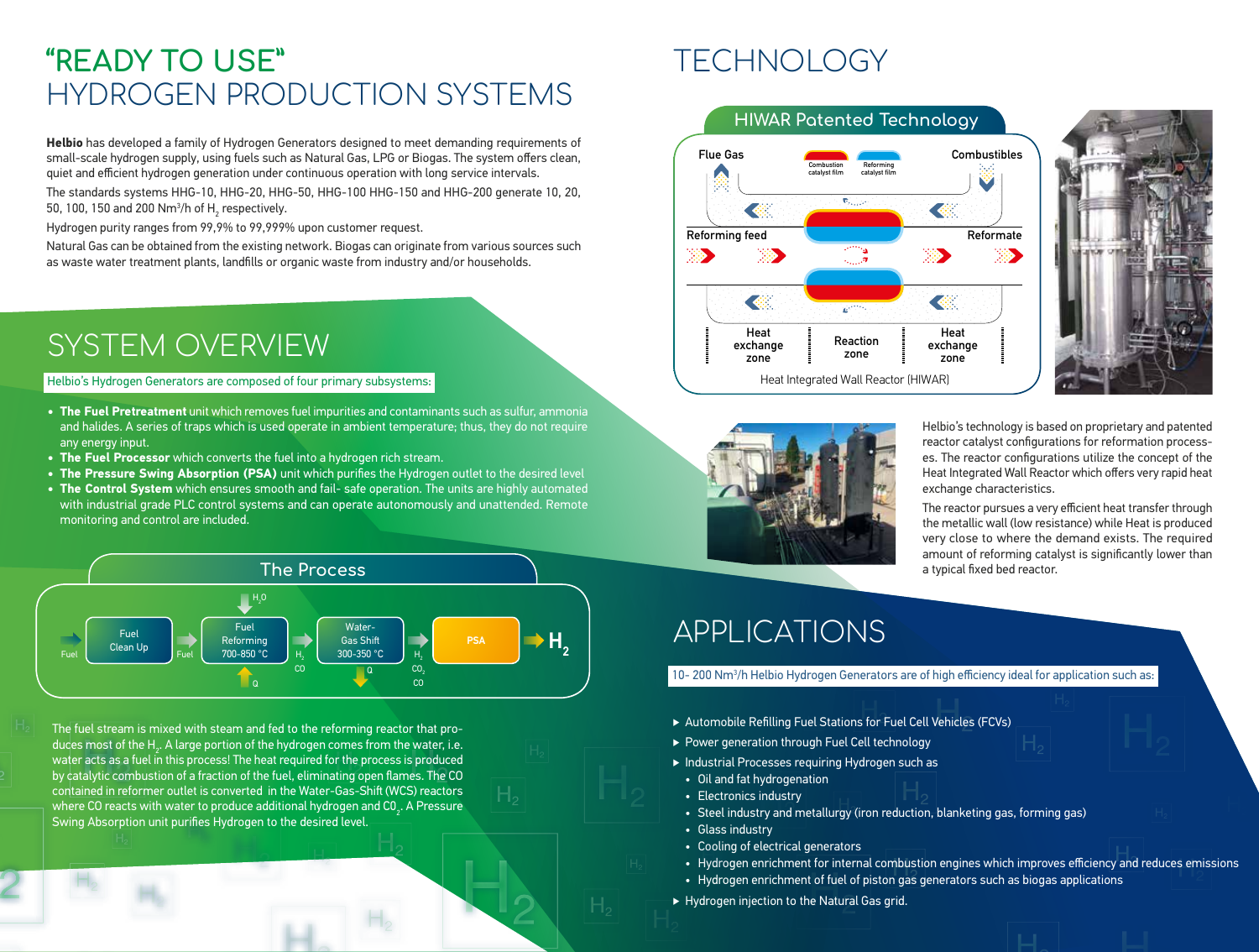# "READY TO USE" HYDROGEN PRODUCTION SYSTEMS

**Helbio** has developed a family of Hydrogen Generators designed to meet demanding requirements of small-scale hydrogen supply, using fuels such as Natural Gas, LPG or Biogas. The system offers clean, quiet and efficient hydrogen generation under continuous operation with long service intervals.

The standards systems HHG-10, HHG-20, HHG-50, HHG-100 HHG-150 and HHG-200 generate 10, 20, 50, 100, 150 and 200 Nm³/h of $H_2$ respectively.

Hydrogen purity ranges from 99,9% to 99,999% upon customer request.

Natural Gas can be obtained from the existing network. Biogas can originate from various sources such as waste water treatment plants, landfills or organic waste from industry and/or households.

## SYSTEM OVERVIEW

Helbio's Hydrogen Generators are composed of four primary subsystems:

- **The Fuel Pretreatment** unit which removes fuel impurities and contaminants such as sulfur, ammonia and halides. A series of traps which is used operate in ambient temperature; thus, they do not require any energy input.
- **The Fuel Processor** which converts the fuel into a hydrogen rich stream.
- **The Pressure Swing Absorption (PSA)** unit which purifies the Hydrogen outlet to the desired level
- **The Control System** which ensures smooth and fail- safe operation. The units are highly automated with industrial grade PLC control systems and can operate autonomously and unattended. Remote monitoring and control are included.

### The Process

Fuel → Fuel Clean Up → Fuel → Fuel Reforming 700-850 °C ($H_2O$ in, Q in) → $H_2$, CO → Water-Gas Shift 300-350 °C (Q out) → $H_2$, $CO_2$, CO → PSA → $H_2$

The fuel stream is mixed with steam and fed to the reforming reactor that produces most of the $H_2$. A large portion of the hydrogen comes from the water, i.e. water acts as a fuel in this process! The heat required for the process is produced by catalytic combustion of a fraction of the fuel, eliminating open flames. The CO contained in reformer outlet is converted in the Water-Gas-Shift (WCS) reactors where CO reacts with water to produce additional hydrogen and $CO_2$. A Pressure Swing Absorption unit purifies Hydrogen to the desired level.

## TECHNOLOGY

### HIWAR Patented Technology

Flue Gas | Combustion catalyst film | Reforming catalyst film | Combustibles | Reforming feed | Reformate | Heat exchange zone | Reaction zone | Heat exchange zone

Heat Integrated Wall Reactor (HIWAR)

Helbio's technology is based on proprietary and patented reactor catalyst configurations for reformation processes. The reactor configurations utilize the concept of the Heat Integrated Wall Reactor which offers very rapid heat exchange characteristics.

The reactor pursues a very efficient heat transfer through the metallic wall (low resistance) while Heat is produced very close to where the demand exists. The required amount of reforming catalyst is significantly lower than a typical fixed bed reactor.

## APPLICATIONS

10- 200 Nm³/h Helbio Hydrogen Generators are of high efficiency ideal for application such as:

- Automobile Refilling Fuel Stations for Fuel Cell Vehicles (FCVs)
- Power generation through Fuel Cell technology
- Industrial Processes requiring Hydrogen such as
  - Oil and fat hydrogenation
  - Electronics industry
  - Steel industry and metallurgy (iron reduction, blanketing gas, forming gas)
  - Glass industry
  - Cooling of electrical generators
  - Hydrogen enrichment for internal combustion engines which improves efficiency and reduces emissions
  - Hydrogen enrichment of fuel of piston gas generators such as biogas applications
- Hydrogen injection to the Natural Gas grid.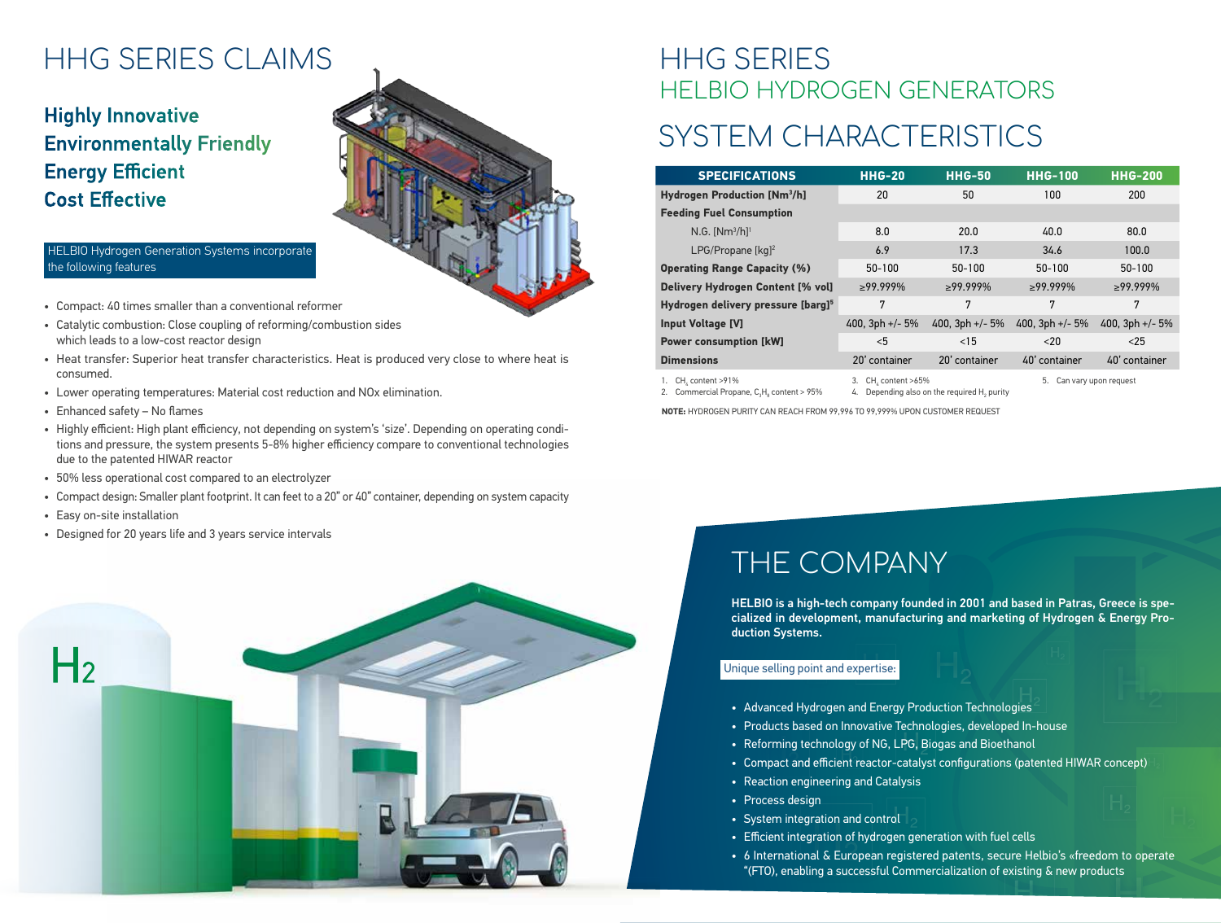# HHG SERIES CLAIMS

## Highly Innovative
## Environmentally Friendly
## Energy Efficient
## Cost Effective

HELBIO Hydrogen Generation Systems incorporate the following features

- Compact: 40 times smaller than a conventional reformer
- Catalytic combustion: Close coupling of reforming/combustion sides which leads to a low-cost reactor design
- Heat transfer: Superior heat transfer characteristics. Heat is produced very close to where heat is consumed.
- Lower operating temperatures: Material cost reduction and NOx elimination.
- Enhanced safety – No flames
- Highly efficient: High plant efficiency, not depending on system's 'size'. Depending on operating conditions and pressure, the system presents 5-8% higher efficiency compare to conventional technologies due to the patented HIWAR reactor
- 50% less operational cost compared to an electrolyzer
- Compact design: Smaller plant footprint. It can feet to a 20" or 40" container, depending on system capacity
- Easy on-site installation
- Designed for 20 years life and 3 years service intervals

# HHG SERIES
## HELBIO HYDROGEN GENERATORS

# SYSTEM CHARACTERISTICS

| SPECIFICATIONS | HHG-20 | HHG-50 | HHG-100 | HHG-200 |
|---|---|---|---|---|
| **Hydrogen Production [Nm³/h]** | 20 | 50 | 100 | 200 |
| **Feeding Fuel Consumption** | | | | |
| N.G. [Nm³/h][1] | 8.0 | 20.0 | 40.0 | 80.0 |
| LPG/Propane [kg][2] | 6.9 | 17.3 | 34.6 | 100.0 |
| **Operating Range Capacity (%)** | 50-100 | 50-100 | 50-100 | 50-100 |
| **Delivery Hydrogen Content [% vol]** | ≥99.999% | ≥99.999% | ≥99.999% | ≥99.999% |
| **Hydrogen delivery pressure [barg]**[5] | 7 | 7 | 7 | 7 |
| **Input Voltage [V]** | 400, 3ph +/- 5% | 400, 3ph +/- 5% | 400, 3ph +/- 5% | 400, 3ph +/- 5% |
| **Power consumption [kW]** | <5 | <15 | <20 | <25 |
| **Dimensions** | 20' container | 20' container | 40' container | 40' container |

1. $CH_4$ content >91%
2. Commercial Propane, $C_3H_8$ content > 95%
3. $CH_4$ content >65%
4. Depending also on the required $H_2$ purity
5. Can vary upon request

**NOTE:** HYDROGEN PURITY CAN REACH FROM 99,996 TO 99,999% UPON CUSTOMER REQUEST

# THE COMPANY

**HELBIO is a high-tech company founded in 2001 and based in Patras, Greece is specialized in development, manufacturing and marketing of Hydrogen & Energy Production Systems.**

Unique selling point and expertise:

- Advanced Hydrogen and Energy Production Technologies
- Products based on Innovative Technologies, developed In-house
- Reforming technology of NG, LPG, Biogas and Bioethanol
- Compact and efficient reactor-catalyst configurations (patented HIWAR concept)
- Reaction engineering and Catalysis
- Process design
- System integration and control
- Efficient integration of hydrogen generation with fuel cells
- 6 International & European registered patents, secure Helbio's «freedom to operate "(FTO), enabling a successful Commercialization of existing & new products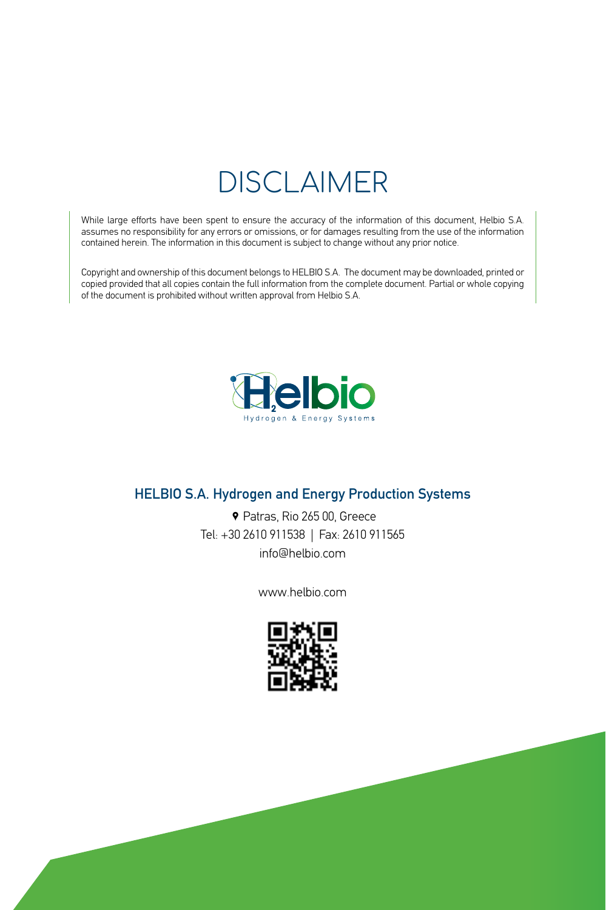# DISCLAIMER

While large efforts have been spent to ensure the accuracy of the information of this document, Helbio S.A. assumes no responsibility for any errors or omissions, or for damages resulting from the use of the information contained herein. The information in this document is subject to change without any prior notice.

Copyright and ownership of this document belongs to HELBIO S.A. The document may be downloaded, printed or copied provided that all copies contain the full information from the complete document. Partial or whole copying of the document is prohibited without written approval from Helbio S.A.

Helbio
Hydrogen & Energy Systems

## HELBIO S.A. Hydrogen and Energy Production Systems

Patras, Rio 265 00, Greece
Tel: +30 2610 911538 | Fax: 2610 911565
info@helbio.com

www.helbio.com